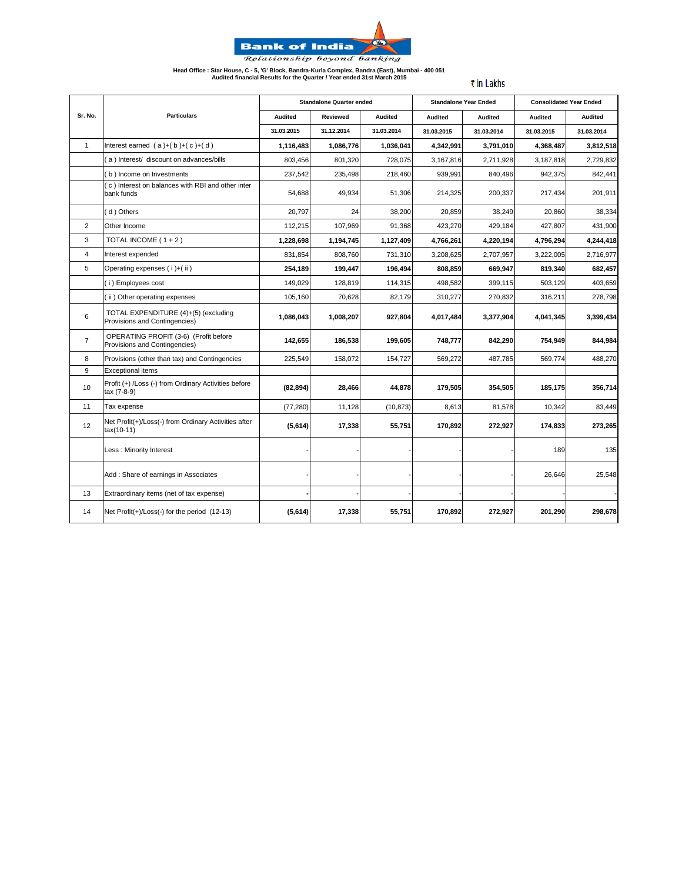# Bank of India

*Relationship beyond banking*

**Head Office : Star House, C - 5, 'G' Block, Bandra-Kurla Complex, Bandra (East), Mumbai - 400 051**
**Audited financial Results for the Quarter / Year ended 31st March 2015**

₹ in Lakhs

| Sr. No. | Particulars | Standalone Quarter ended | | | Standalone Year Ended | | Consolidated Year Ended | |
|---|---|---|---|---|---|---|---|---|
| | | Audited | Reviewed | Audited | Audited | Audited | Audited | Audited |
| | | 31.03.2015 | 31.12.2014 | 31.03.2014 | 31.03.2015 | 31.03.2014 | 31.03.2015 | 31.03.2014 |
| 1 | Interest earned ( a )+( b )+( c )+( d ) | **1,116,483** | **1,086,776** | **1,036,041** | **4,342,991** | **3,791,010** | **4,368,487** | **3,812,518** |
| | ( a ) Interest/ discount on advances/bills | 803,456 | 801,320 | 728,075 | 3,167,816 | 2,711,928 | 3,187,818 | 2,729,832 |
| | ( b ) Income on Investments | 237,542 | 235,498 | 218,460 | 939,991 | 840,496 | 942,375 | 842,441 |
| | ( c ) Interest on balances with RBI and other inter bank funds | 54,688 | 49,934 | 51,306 | 214,325 | 200,337 | 217,434 | 201,911 |
| | ( d ) Others | 20,797 | 24 | 38,200 | 20,859 | 38,249 | 20,860 | 38,334 |
| 2 | Other Income | 112,215 | 107,969 | 91,368 | 423,270 | 429,184 | 427,807 | 431,900 |
| 3 | TOTAL INCOME ( 1 + 2 ) | **1,228,698** | **1,194,745** | **1,127,409** | **4,766,261** | **4,220,194** | **4,796,294** | **4,244,418** |
| 4 | Interest expended | 831,854 | 808,760 | 731,310 | 3,208,625 | 2,707,957 | 3,222,005 | 2,716,977 |
| 5 | Operating expenses ( i )+( ii ) | **254,189** | **199,447** | **196,494** | **808,859** | **669,947** | **819,340** | **682,457** |
| | ( i ) Employees cost | 149,029 | 128,819 | 114,315 | 498,582 | 399,115 | 503,129 | 403,659 |
| | ( ii ) Other operating expenses | 105,160 | 70,628 | 82,179 | 310,277 | 270,832 | 316,211 | 278,798 |
| 6 | TOTAL EXPENDITURE (4)+(5) (excluding Provisions and Contingencies) | **1,086,043** | **1,008,207** | **927,804** | **4,017,484** | **3,377,904** | **4,041,345** | **3,399,434** |
| 7 | OPERATING PROFIT (3-6) (Profit before Provisions and Contingencies) | **142,655** | **186,538** | **199,605** | **748,777** | **842,290** | **754,949** | **844,984** |
| 8 | Provisions (other than tax) and Contingencies | 225,549 | 158,072 | 154,727 | 569,272 | 487,785 | 569,774 | 488,270 |
| 9 | Exceptional items | | | | | | | |
| 10 | Profit (+) /Loss (-) from Ordinary Activities before tax (7-8-9) | **(82,894)** | **28,466** | **44,878** | **179,505** | **354,505** | **185,175** | **356,714** |
| 11 | Tax expense | (77,280) | 11,128 | (10,873) | 8,613 | 81,578 | 10,342 | 83,449 |
| 12 | Net Profit(+)/Loss(-) from Ordinary Activities after tax(10-11) | **(5,614)** | **17,338** | **55,751** | **170,892** | **272,927** | **174,833** | **273,265** |
| | Less : Minority Interest | - | - | - | - | - | 189 | 135 |
| | Add : Share of earnings in Associates | - | - | - | - | - | 26,646 | 25,548 |
| 13 | Extraordinary items (net of tax expense) | - | - | - | - | - | - | - |
| 14 | Net Profit(+)/Loss(-) for the period (12-13) | **(5,614)** | **17,338** | **55,751** | **170,892** | **272,927** | **201,290** | **298,678** |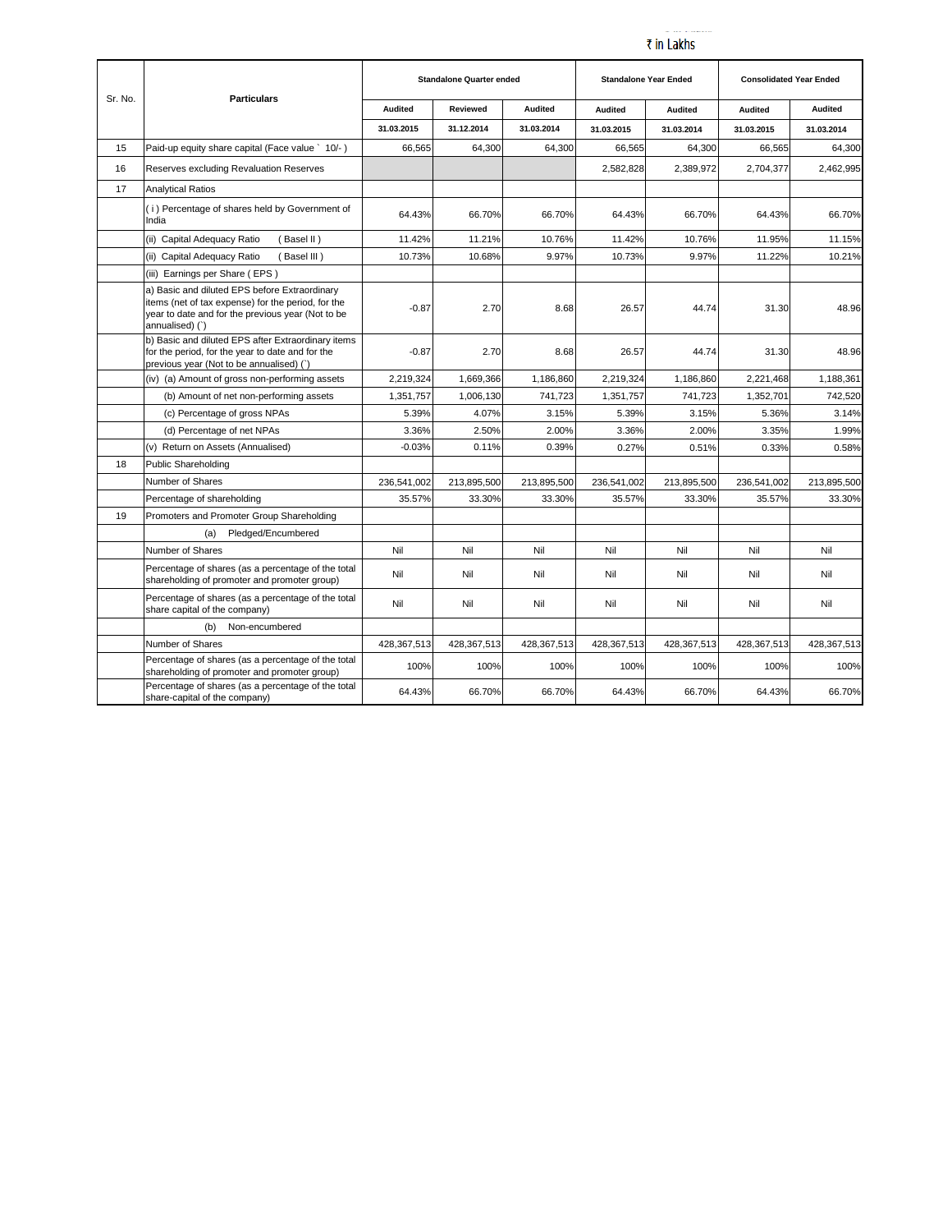₹ in Lakhs

| Sr. No. | Particulars | Standalone Quarter ended | | | Standalone Year Ended | | Consolidated Year Ended | |
|---|---|---|---|---|---|---|---|---|
| | | Audited | Reviewed | Audited | Audited | Audited | Audited | Audited |
| | | 31.03.2015 | 31.12.2014 | 31.03.2014 | 31.03.2015 | 31.03.2014 | 31.03.2015 | 31.03.2014 |
| 15 | Paid-up equity share capital (Face value ` 10/- ) | 66,565 | 64,300 | 64,300 | 66,565 | 64,300 | 66,565 | 64,300 |
| 16 | Reserves excluding Revaluation Reserves | | | | 2,582,828 | 2,389,972 | 2,704,377 | 2,462,995 |
| 17 | Analytical Ratios | | | | | | | |
| | ( i ) Percentage of shares held by Government of India | 64.43% | 66.70% | 66.70% | 64.43% | 66.70% | 64.43% | 66.70% |
| | (ii) Capital Adequacy Ratio ( Basel II ) | 11.42% | 11.21% | 10.76% | 11.42% | 10.76% | 11.95% | 11.15% |
| | (ii) Capital Adequacy Ratio ( Basel III ) | 10.73% | 10.68% | 9.97% | 10.73% | 9.97% | 11.22% | 10.21% |
| | (iii) Earnings per Share ( EPS ) | | | | | | | |
| | a) Basic and diluted EPS before Extraordinary items (net of tax expense) for the period, for the year to date and for the previous year (Not to be annualised) (`) | -0.87 | 2.70 | 8.68 | 26.57 | 44.74 | 31.30 | 48.96 |
| | b) Basic and diluted EPS after Extraordinary items for the period, for the year to date and for the previous year (Not to be annualised) (`) | -0.87 | 2.70 | 8.68 | 26.57 | 44.74 | 31.30 | 48.96 |
| | (iv) (a) Amount of gross non-performing assets | 2,219,324 | 1,669,366 | 1,186,860 | 2,219,324 | 1,186,860 | 2,221,468 | 1,188,361 |
| | (b) Amount of net non-performing assets | 1,351,757 | 1,006,130 | 741,723 | 1,351,757 | 741,723 | 1,352,701 | 742,520 |
| | (c) Percentage of gross NPAs | 5.39% | 4.07% | 3.15% | 5.39% | 3.15% | 5.36% | 3.14% |
| | (d) Percentage of net NPAs | 3.36% | 2.50% | 2.00% | 3.36% | 2.00% | 3.35% | 1.99% |
| | (v) Return on Assets (Annualised) | -0.03% | 0.11% | 0.39% | 0.27% | 0.51% | 0.33% | 0.58% |
| 18 | Public Shareholding | | | | | | | |
| | Number of Shares | 236,541,002 | 213,895,500 | 213,895,500 | 236,541,002 | 213,895,500 | 236,541,002 | 213,895,500 |
| | Percentage of shareholding | 35.57% | 33.30% | 33.30% | 35.57% | 33.30% | 35.57% | 33.30% |
| 19 | Promoters and Promoter Group Shareholding | | | | | | | |
| | (a) Pledged/Encumbered | | | | | | | |
| | Number of Shares | Nil | Nil | Nil | Nil | Nil | Nil | Nil |
| | Percentage of shares (as a percentage of the total shareholding of promoter and promoter group) | Nil | Nil | Nil | Nil | Nil | Nil | Nil |
| | Percentage of shares (as a percentage of the total share capital of the company) | Nil | Nil | Nil | Nil | Nil | Nil | Nil |
| | (b) Non-encumbered | | | | | | | |
| | Number of Shares | 428,367,513 | 428,367,513 | 428,367,513 | 428,367,513 | 428,367,513 | 428,367,513 | 428,367,513 |
| | Percentage of shares (as a percentage of the total shareholding of promoter and promoter group) | 100% | 100% | 100% | 100% | 100% | 100% | 100% |
| | Percentage of shares (as a percentage of the total share-capital of the company) | 64.43% | 66.70% | 66.70% | 64.43% | 66.70% | 64.43% | 66.70% |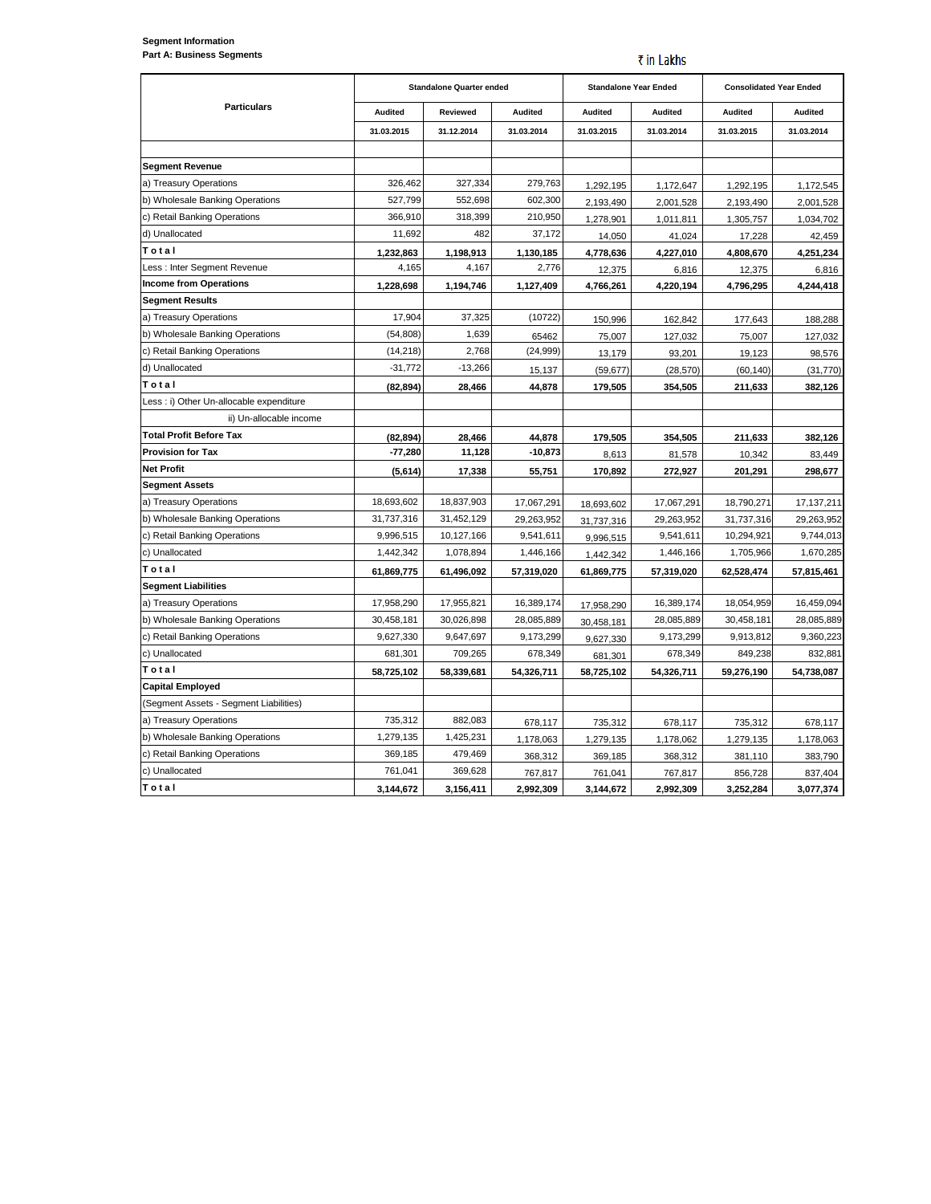**Segment Information**

**Part A: Business Segments**

₹ in Lakhs

| Particulars | Standalone Quarter ended | | | Standalone Year Ended | | Consolidated Year Ended | |
|---|---|---|---|---|---|---|---|
| | Audited | Reviewed | Audited | Audited | Audited | Audited | Audited |
| | 31.03.2015 | 31.12.2014 | 31.03.2014 | 31.03.2015 | 31.03.2014 | 31.03.2015 | 31.03.2014 |
| | | | | | | | |
| **Segment Revenue** | | | | | | | |
| a) Treasury Operations | 326,462 | 327,334 | 279,763 | 1,292,195 | 1,172,647 | 1,292,195 | 1,172,545 |
| b) Wholesale Banking Operations | 527,799 | 552,698 | 602,300 | 2,193,490 | 2,001,528 | 2,193,490 | 2,001,528 |
| c) Retail Banking Operations | 366,910 | 318,399 | 210,950 | 1,278,901 | 1,011,811 | 1,305,757 | 1,034,702 |
| d) Unallocated | 11,692 | 482 | 37,172 | 14,050 | 41,024 | 17,228 | 42,459 |
| **T o t a l** | **1,232,863** | **1,198,913** | **1,130,185** | **4,778,636** | **4,227,010** | **4,808,670** | **4,251,234** |
| Less : Inter Segment Revenue | 4,165 | 4,167 | 2,776 | 12,375 | 6,816 | 12,375 | 6,816 |
| **Income from Operations** | **1,228,698** | **1,194,746** | **1,127,409** | **4,766,261** | **4,220,194** | **4,796,295** | **4,244,418** |
| **Segment Results** | | | | | | | |
| a) Treasury Operations | 17,904 | 37,325 | (10722) | 150,996 | 162,842 | 177,643 | 188,288 |
| b) Wholesale Banking Operations | (54,808) | 1,639 | 65462 | 75,007 | 127,032 | 75,007 | 127,032 |
| c) Retail Banking Operations | (14,218) | 2,768 | (24,999) | 13,179 | 93,201 | 19,123 | 98,576 |
| d) Unallocated | -31,772 | -13,266 | 15,137 | (59,677) | (28,570) | (60,140) | (31,770) |
| **T o t a l** | **(82,894)** | **28,466** | **44,878** | **179,505** | **354,505** | **211,633** | **382,126** |
| Less : i) Other Un-allocable expenditure | | | | | | | |
| ii) Un-allocable income | | | | | | | |
| **Total Profit Before Tax** | **(82,894)** | **28,466** | **44,878** | **179,505** | **354,505** | **211,633** | **382,126** |
| **Provision for Tax** | **-77,280** | **11,128** | **-10,873** | 8,613 | 81,578 | 10,342 | 83,449 |
| **Net Profit** | **(5,614)** | **17,338** | **55,751** | **170,892** | **272,927** | **201,291** | **298,677** |
| **Segment Assets** | | | | | | | |
| a) Treasury Operations | 18,693,602 | 18,837,903 | 17,067,291 | 18,693,602 | 17,067,291 | 18,790,271 | 17,137,211 |
| b) Wholesale Banking Operations | 31,737,316 | 31,452,129 | 29,263,952 | 31,737,316 | 29,263,952 | 31,737,316 | 29,263,952 |
| c) Retail Banking Operations | 9,996,515 | 10,127,166 | 9,541,611 | 9,996,515 | 9,541,611 | 10,294,921 | 9,744,013 |
| c) Unallocated | 1,442,342 | 1,078,894 | 1,446,166 | 1,442,342 | 1,446,166 | 1,705,966 | 1,670,285 |
| **T o t a l** | **61,869,775** | **61,496,092** | **57,319,020** | **61,869,775** | **57,319,020** | **62,528,474** | **57,815,461** |
| **Segment Liabilities** | | | | | | | |
| a) Treasury Operations | 17,958,290 | 17,955,821 | 16,389,174 | 17,958,290 | 16,389,174 | 18,054,959 | 16,459,094 |
| b) Wholesale Banking Operations | 30,458,181 | 30,026,898 | 28,085,889 | 30,458,181 | 28,085,889 | 30,458,181 | 28,085,889 |
| c) Retail Banking Operations | 9,627,330 | 9,647,697 | 9,173,299 | 9,627,330 | 9,173,299 | 9,913,812 | 9,360,223 |
| c) Unallocated | 681,301 | 709,265 | 678,349 | 681,301 | 678,349 | 849,238 | 832,881 |
| **T o t a l** | **58,725,102** | **58,339,681** | **54,326,711** | **58,725,102** | **54,326,711** | **59,276,190** | **54,738,087** |
| **Capital Employed** | | | | | | | |
| (Segment Assets - Segment Liabilities) | | | | | | | |
| a) Treasury Operations | 735,312 | 882,083 | 678,117 | 735,312 | 678,117 | 735,312 | 678,117 |
| b) Wholesale Banking Operations | 1,279,135 | 1,425,231 | 1,178,063 | 1,279,135 | 1,178,062 | 1,279,135 | 1,178,063 |
| c) Retail Banking Operations | 369,185 | 479,469 | 368,312 | 369,185 | 368,312 | 381,110 | 383,790 |
| c) Unallocated | 761,041 | 369,628 | 767,817 | 761,041 | 767,817 | 856,728 | 837,404 |
| **T o t a l** | **3,144,672** | **3,156,411** | **2,992,309** | **3,144,672** | **2,992,309** | **3,252,284** | **3,077,374** |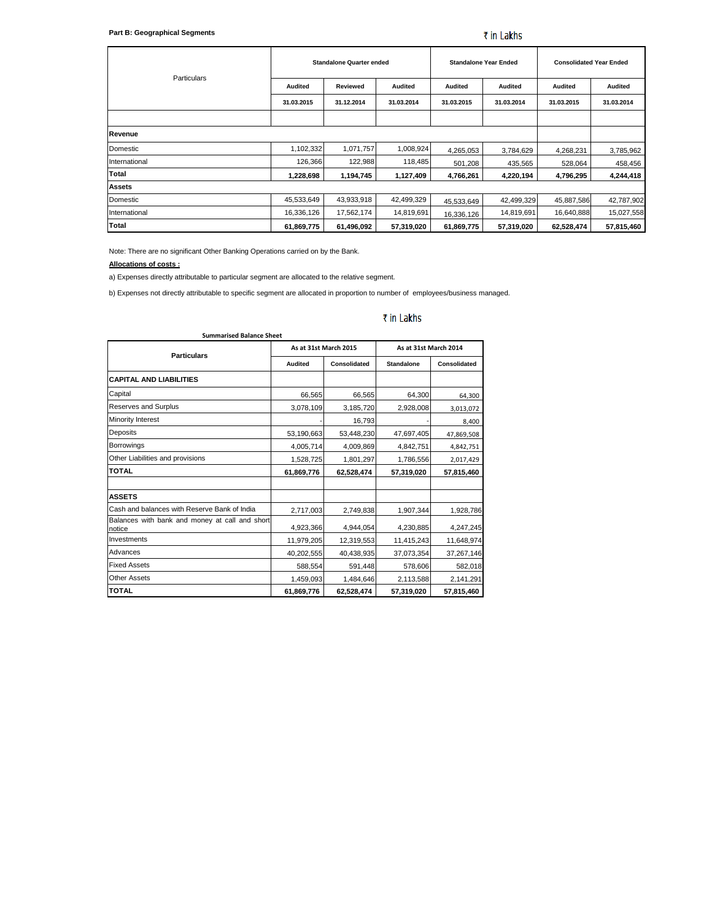**Part B: Geographical Segments**

₹ in Lakhs

| Particulars | Standalone Quarter ended | | | Standalone Year Ended | | Consolidated Year Ended | |
|---|---|---|---|---|---|---|---|
| | Audited | Reviewed | Audited | Audited | Audited | Audited | Audited |
| | 31.03.2015 | 31.12.2014 | 31.03.2014 | 31.03.2015 | 31.03.2014 | 31.03.2015 | 31.03.2014 |
| | | | | | | | |
| **Revenue** | | | | | | | |
| Domestic | 1,102,332 | 1,071,757 | 1,008,924 | 4,265,053 | 3,784,629 | 4,268,231 | 3,785,962 |
| International | 126,366 | 122,988 | 118,485 | 501,208 | 435,565 | 528,064 | 458,456 |
| **Total** | **1,228,698** | **1,194,745** | **1,127,409** | **4,766,261** | **4,220,194** | **4,796,295** | **4,244,418** |
| **Assets** | | | | | | | |
| Domestic | 45,533,649 | 43,933,918 | 42,499,329 | 45,533,649 | 42,499,329 | 45,887,586 | 42,787,902 |
| International | 16,336,126 | 17,562,174 | 14,819,691 | 16,336,126 | 14,819,691 | 16,640,888 | 15,027,558 |
| **Total** | **61,869,775** | **61,496,092** | **57,319,020** | **61,869,775** | **57,319,020** | **62,528,474** | **57,815,460** |

Note: There are no significant Other Banking Operations carried on by the Bank.

**Allocations of costs :**

a) Expenses directly attributable to particular segment are allocated to the relative segment.

b) Expenses not directly attributable to specific segment are allocated in proportion to number of employees/business managed.

₹ in Lakhs

**Summarised Balance Sheet**

| Particulars | As at 31st March 2015 | | As at 31st March 2014 | |
|---|---|---|---|---|
| | Audited | Consolidated | Standalone | Consolidated |
| **CAPITAL AND LIABILITIES** | | | | |
| Capital | 66,565 | 66,565 | 64,300 | 64,300 |
| Reserves and Surplus | 3,078,109 | 3,185,720 | 2,928,008 | 3,013,072 |
| Minority Interest | - | 16,793 | - | 8,400 |
| Deposits | 53,190,663 | 53,448,230 | 47,697,405 | 47,869,508 |
| Borrowings | 4,005,714 | 4,009,869 | 4,842,751 | 4,842,751 |
| Other Liabilities and provisions | 1,528,725 | 1,801,297 | 1,786,556 | 2,017,429 |
| **TOTAL** | **61,869,776** | **62,528,474** | **57,319,020** | **57,815,460** |
| | | | | |
| **ASSETS** | | | | |
| Cash and balances with Reserve Bank of India | 2,717,003 | 2,749,838 | 1,907,344 | 1,928,786 |
| Balances with bank and money at call and short notice | 4,923,366 | 4,944,054 | 4,230,885 | 4,247,245 |
| Investments | 11,979,205 | 12,319,553 | 11,415,243 | 11,648,974 |
| Advances | 40,202,555 | 40,438,935 | 37,073,354 | 37,267,146 |
| Fixed Assets | 588,554 | 591,448 | 578,606 | 582,018 |
| Other Assets | 1,459,093 | 1,484,646 | 2,113,588 | 2,141,291 |
| **TOTAL** | **61,869,776** | **62,528,474** | **57,319,020** | **57,815,460** |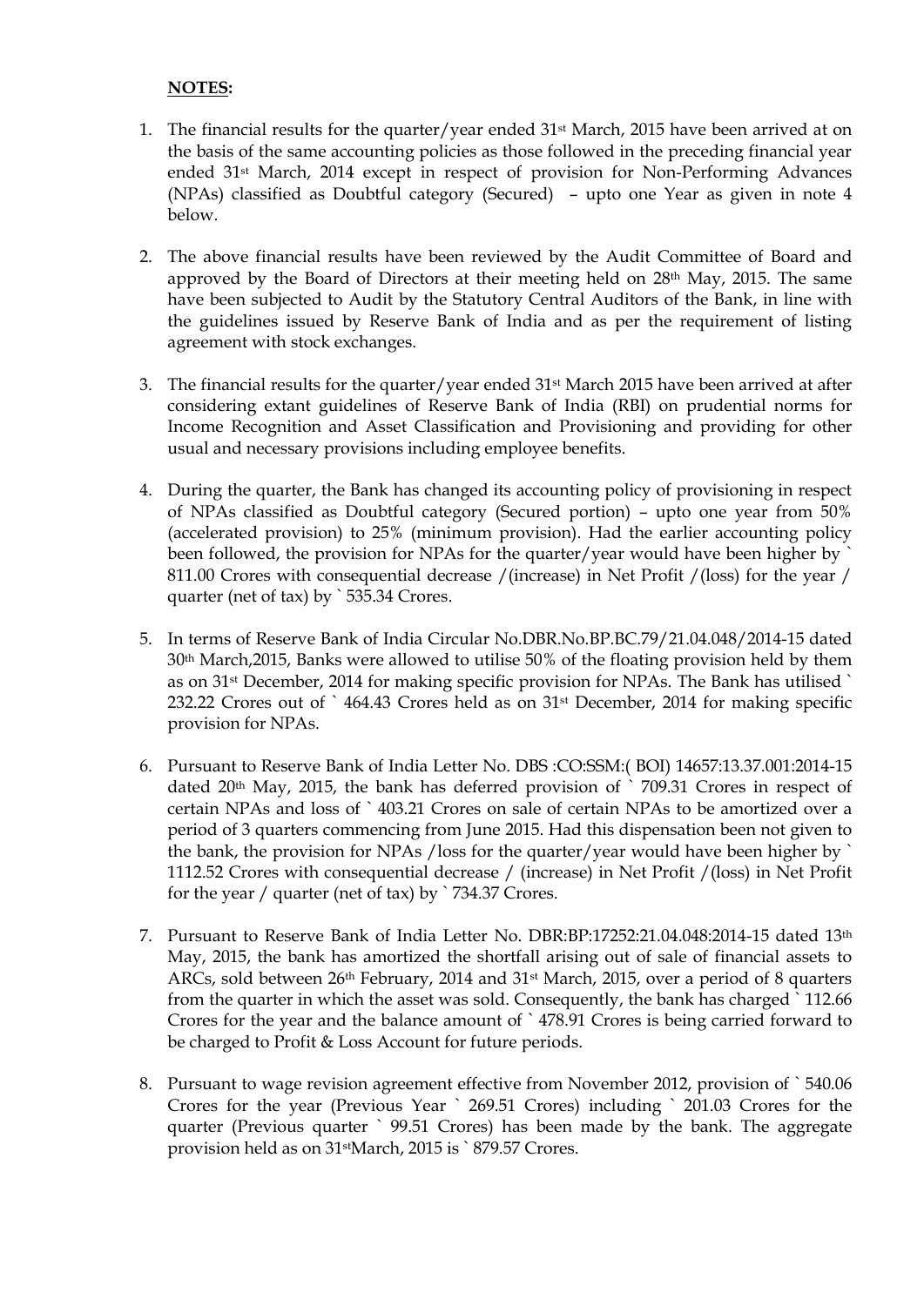**NOTES:**

1. The financial results for the quarter/year ended 31st March, 2015 have been arrived at on the basis of the same accounting policies as those followed in the preceding financial year ended 31st March, 2014 except in respect of provision for Non-Performing Advances (NPAs) classified as Doubtful category (Secured) – upto one Year as given in note 4 below.

2. The above financial results have been reviewed by the Audit Committee of Board and approved by the Board of Directors at their meeting held on 28th May, 2015. The same have been subjected to Audit by the Statutory Central Auditors of the Bank, in line with the guidelines issued by Reserve Bank of India and as per the requirement of listing agreement with stock exchanges.

3. The financial results for the quarter/year ended 31st March 2015 have been arrived at after considering extant guidelines of Reserve Bank of India (RBI) on prudential norms for Income Recognition and Asset Classification and Provisioning and providing for other usual and necessary provisions including employee benefits.

4. During the quarter, the Bank has changed its accounting policy of provisioning in respect of NPAs classified as Doubtful category (Secured portion) – upto one year from 50% (accelerated provision) to 25% (minimum provision). Had the earlier accounting policy been followed, the provision for NPAs for the quarter/year would have been higher by ` 811.00 Crores with consequential decrease /(increase) in Net Profit /(loss) for the year / quarter (net of tax) by ` 535.34 Crores.

5. In terms of Reserve Bank of India Circular No.DBR.No.BP.BC.79/21.04.048/2014-15 dated 30th March,2015, Banks were allowed to utilise 50% of the floating provision held by them as on 31st December, 2014 for making specific provision for NPAs. The Bank has utilised ` 232.22 Crores out of ` 464.43 Crores held as on 31st December, 2014 for making specific provision for NPAs.

6. Pursuant to Reserve Bank of India Letter No. DBS :CO:SSM:( BOI) 14657:13.37.001:2014-15 dated 20th May, 2015, the bank has deferred provision of ` 709.31 Crores in respect of certain NPAs and loss of ` 403.21 Crores on sale of certain NPAs to be amortized over a period of 3 quarters commencing from June 2015. Had this dispensation been not given to the bank, the provision for NPAs /loss for the quarter/year would have been higher by ` 1112.52 Crores with consequential decrease / (increase) in Net Profit /(loss) in Net Profit for the year / quarter (net of tax) by ` 734.37 Crores.

7. Pursuant to Reserve Bank of India Letter No. DBR:BP:17252:21.04.048:2014-15 dated 13th May, 2015, the bank has amortized the shortfall arising out of sale of financial assets to ARCs, sold between 26th February, 2014 and 31st March, 2015, over a period of 8 quarters from the quarter in which the asset was sold. Consequently, the bank has charged ` 112.66 Crores for the year and the balance amount of ` 478.91 Crores is being carried forward to be charged to Profit & Loss Account for future periods.

8. Pursuant to wage revision agreement effective from November 2012, provision of ` 540.06 Crores for the year (Previous Year ` 269.51 Crores) including ` 201.03 Crores for the quarter (Previous quarter ` 99.51 Crores) has been made by the bank. The aggregate provision held as on 31stMarch, 2015 is ` 879.57 Crores.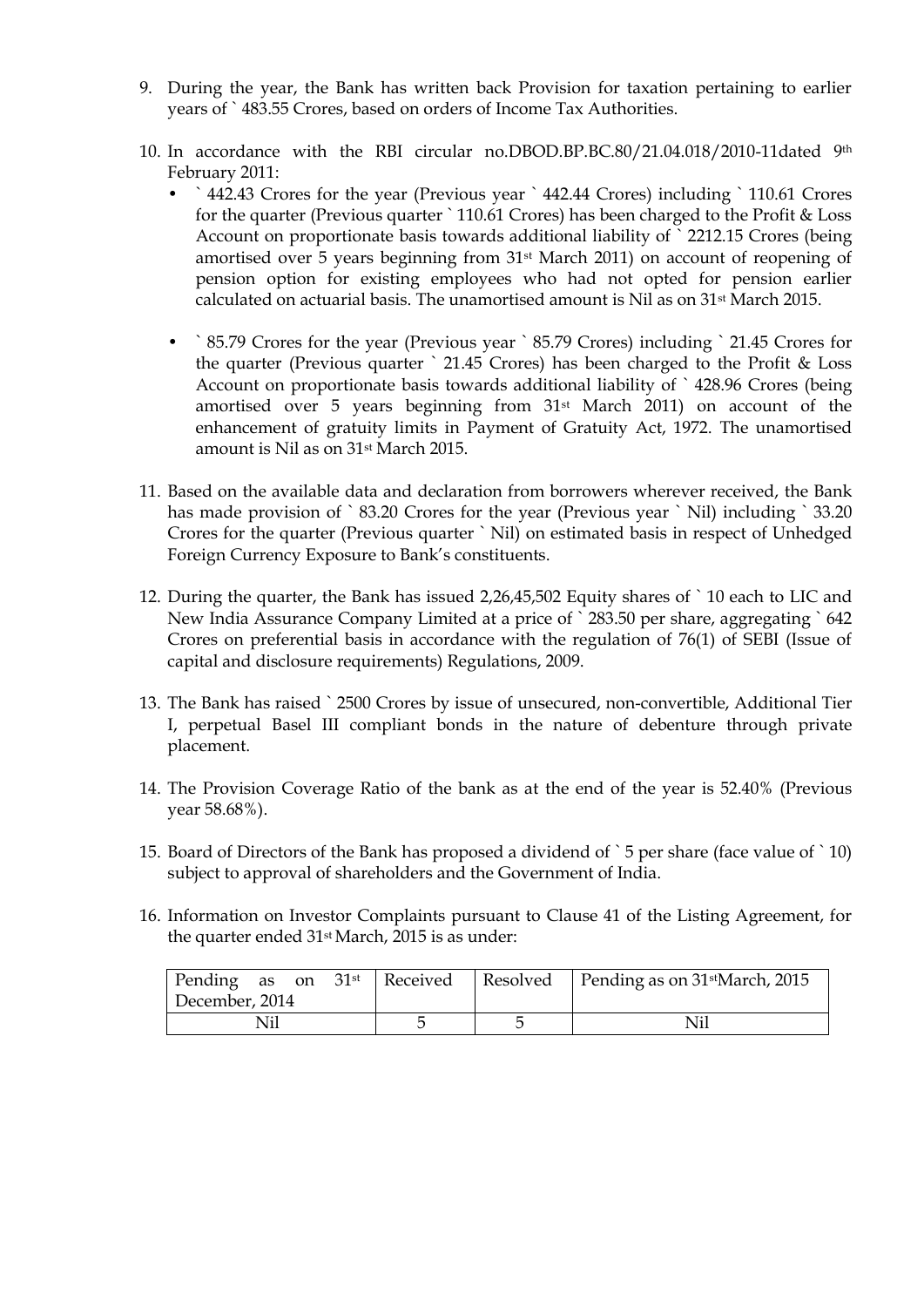9. During the year, the Bank has written back Provision for taxation pertaining to earlier years of ` 483.55 Crores, based on orders of Income Tax Authorities.

10. In accordance with the RBI circular no.DBOD.BP.BC.80/21.04.018/2010-11dated 9th February 2011:
    - ` 442.43 Crores for the year (Previous year ` 442.44 Crores) including ` 110.61 Crores for the quarter (Previous quarter ` 110.61 Crores) has been charged to the Profit & Loss Account on proportionate basis towards additional liability of ` 2212.15 Crores (being amortised over 5 years beginning from 31st March 2011) on account of reopening of pension option for existing employees who had not opted for pension earlier calculated on actuarial basis. The unamortised amount is Nil as on 31st March 2015.
    - ` 85.79 Crores for the year (Previous year ` 85.79 Crores) including ` 21.45 Crores for the quarter (Previous quarter ` 21.45 Crores) has been charged to the Profit & Loss Account on proportionate basis towards additional liability of ` 428.96 Crores (being amortised over 5 years beginning from 31st March 2011) on account of the enhancement of gratuity limits in Payment of Gratuity Act, 1972. The unamortised amount is Nil as on 31st March 2015.

11. Based on the available data and declaration from borrowers wherever received, the Bank has made provision of ` 83.20 Crores for the year (Previous year ` Nil) including ` 33.20 Crores for the quarter (Previous quarter ` Nil) on estimated basis in respect of Unhedged Foreign Currency Exposure to Bank's constituents.

12. During the quarter, the Bank has issued 2,26,45,502 Equity shares of ` 10 each to LIC and New India Assurance Company Limited at a price of ` 283.50 per share, aggregating ` 642 Crores on preferential basis in accordance with the regulation of 76(1) of SEBI (Issue of capital and disclosure requirements) Regulations, 2009.

13. The Bank has raised ` 2500 Crores by issue of unsecured, non-convertible, Additional Tier I, perpetual Basel III compliant bonds in the nature of debenture through private placement.

14. The Provision Coverage Ratio of the bank as at the end of the year is 52.40% (Previous year 58.68%).

15. Board of Directors of the Bank has proposed a dividend of ` 5 per share (face value of ` 10) subject to approval of shareholders and the Government of India.

16. Information on Investor Complaints pursuant to Clause 41 of the Listing Agreement, for the quarter ended 31st March, 2015 is as under:

| Pending as on 31st December, 2014 | Received | Resolved | Pending as on 31st March, 2015 |
|---|---|---|---|
| Nil | 5 | 5 | Nil |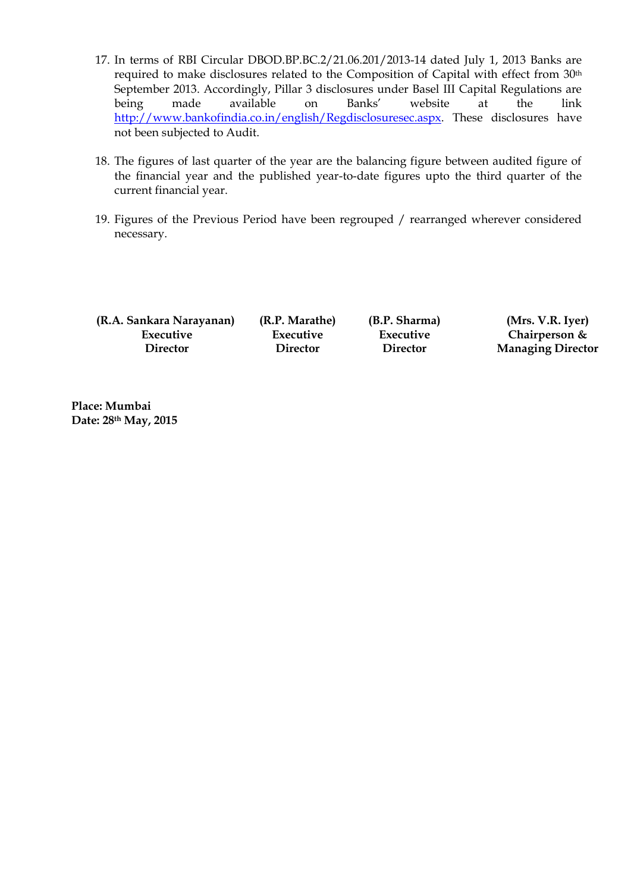17. In terms of RBI Circular DBOD.BP.BC.2/21.06.201/2013-14 dated July 1, 2013 Banks are required to make disclosures related to the Composition of Capital with effect from 30th September 2013. Accordingly, Pillar 3 disclosures under Basel III Capital Regulations are being made available on Banks' website at the link http://www.bankofindia.co.in/english/Regdisclosuresec.aspx. These disclosures have not been subjected to Audit.

18. The figures of last quarter of the year are the balancing figure between audited figure of the financial year and the published year-to-date figures upto the third quarter of the current financial year.

19. Figures of the Previous Period have been regrouped / rearranged wherever considered necessary.

| | | | |
|---|---|---|---|
| **(R.A. Sankara Narayanan)**<br>**Executive Director** | **(R.P. Marathe)**<br>**Executive Director** | **(B.P. Sharma)**<br>**Executive Director** | **(Mrs. V.R. Iyer)**<br>**Chairperson & Managing Director** |

**Place: Mumbai**
**Date: 28th May, 2015**